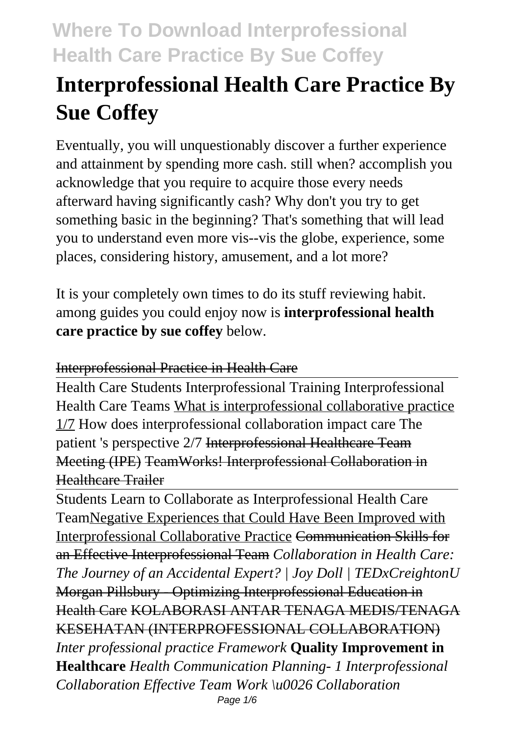# Interprofessional Health Care Practice By Sue Coffey

Eventually, you will unquestionably discover a further experience and attainment by spending more cash. still when? accomplish you acknowledge that you require to acquire those every needs afterward having significantly cash? Why don't you try to get something basic in the beginning? That's something that will lead you to understand even more vis--vis the globe, experience, some places, considering history, amusement, and a lot more?

It is your completely own times to do its stuff reviewing habit. among guides you could enjoy now is **interprofessional health care practice by sue coffey** below.

~~Interprofessional Practice in Health Care~~

Health Care Students Interprofessional Training Interprofessional Health Care Teams What is interprofessional collaborative practice 1/7 How does interprofessional collaboration impact care The patient 's perspective 2/7 ~~Interprofessional Healthcare Team Meeting (IPE)~~ ~~TeamWorks! Interprofessional Collaboration in Healthcare Trailer~~

Students Learn to Collaborate as Interprofessional Health Care TeamNegative Experiences that Could Have Been Improved with Interprofessional Collaborative Practice ~~Communication Skills for an Effective Interprofessional Team~~ *Collaboration in Health Care: The Journey of an Accidental Expert? | Joy Doll | TEDxCreightonU* ~~Morgan Pillsbury - Optimizing Interprofessional Education in Health Care~~ ~~KOLABORASI ANTAR TENAGA MEDIS/TENAGA KESEHATAN (INTERPROFESSIONAL COLLABORATION)~~ *Inter professional practice Framework* **Quality Improvement in Healthcare** *Health Communication Planning- 1 Interprofessional Collaboration Effective Team Work \u0026 Collaboration*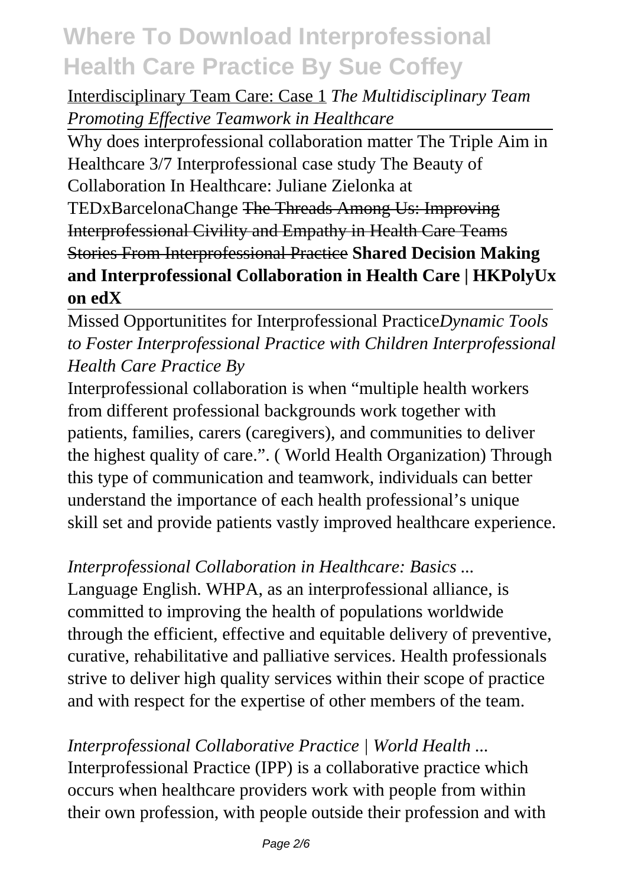Interdisciplinary Team Care: Case 1 *The Multidisciplinary Team Promoting Effective Teamwork in Healthcare*

Why does interprofessional collaboration matter The Triple Aim in Healthcare 3/7 Interprofessional case study The Beauty of Collaboration In Healthcare: Juliane Zielonka at TEDxBarcelonaChange ~~The Threads Among Us: Improving Interprofessional Civility and Empathy in Health Care Teams~~ ~~Stories From Interprofessional Practice~~ **Shared Decision Making and Interprofessional Collaboration in Health Care | HKPolyUx on edX**

Missed Opportunitites for Interprofessional Practice*Dynamic Tools to Foster Interprofessional Practice with Children Interprofessional Health Care Practice By*

Interprofessional collaboration is when "multiple health workers from different professional backgrounds work together with patients, families, carers (caregivers), and communities to deliver the highest quality of care.". ( World Health Organization) Through this type of communication and teamwork, individuals can better understand the importance of each health professional's unique skill set and provide patients vastly improved healthcare experience.

*Interprofessional Collaboration in Healthcare: Basics ...*

Language English. WHPA, as an interprofessional alliance, is committed to improving the health of populations worldwide through the efficient, effective and equitable delivery of preventive, curative, rehabilitative and palliative services. Health professionals strive to deliver high quality services within their scope of practice and with respect for the expertise of other members of the team.

*Interprofessional Collaborative Practice | World Health ...*

Interprofessional Practice (IPP) is a collaborative practice which occurs when healthcare providers work with people from within their own profession, with people outside their profession and with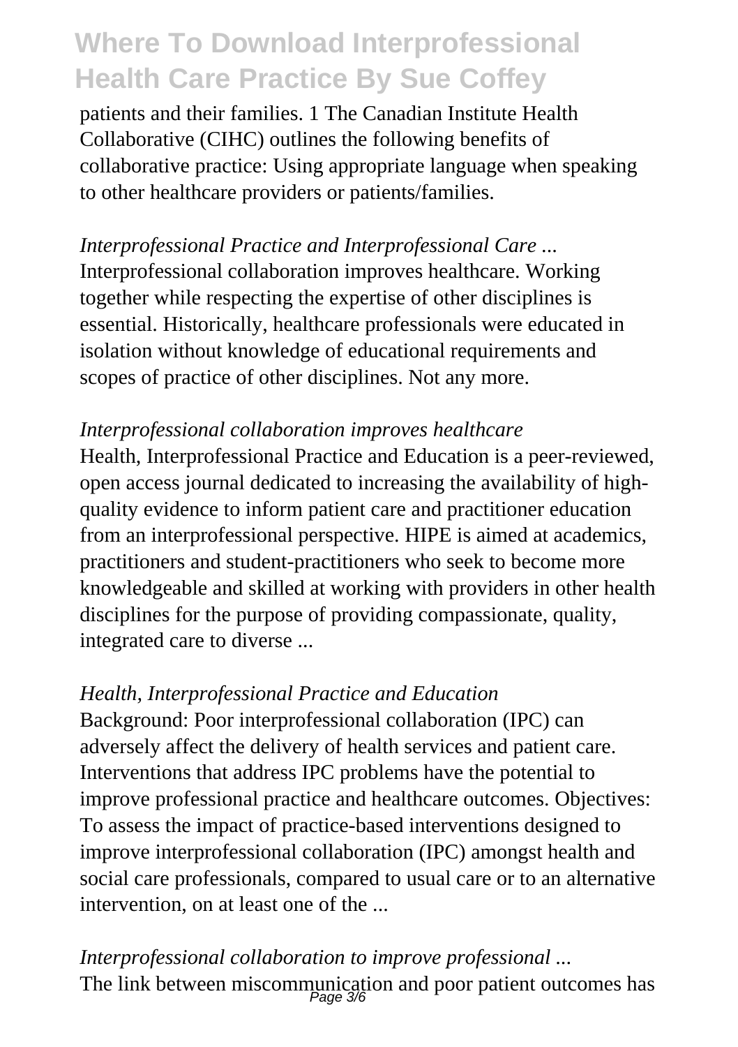patients and their families. 1 The Canadian Institute Health Collaborative (CIHC) outlines the following benefits of collaborative practice: Using appropriate language when speaking to other healthcare providers or patients/families.

*Interprofessional Practice and Interprofessional Care ...*
Interprofessional collaboration improves healthcare. Working together while respecting the expertise of other disciplines is essential. Historically, healthcare professionals were educated in isolation without knowledge of educational requirements and scopes of practice of other disciplines. Not any more.

*Interprofessional collaboration improves healthcare*
Health, Interprofessional Practice and Education is a peer-reviewed, open access journal dedicated to increasing the availability of high-quality evidence to inform patient care and practitioner education from an interprofessional perspective. HIPE is aimed at academics, practitioners and student-practitioners who seek to become more knowledgeable and skilled at working with providers in other health disciplines for the purpose of providing compassionate, quality, integrated care to diverse ...

*Health, Interprofessional Practice and Education*
Background: Poor interprofessional collaboration (IPC) can adversely affect the delivery of health services and patient care. Interventions that address IPC problems have the potential to improve professional practice and healthcare outcomes. Objectives: To assess the impact of practice-based interventions designed to improve interprofessional collaboration (IPC) amongst health and social care professionals, compared to usual care or to an alternative intervention, on at least one of the ...

*Interprofessional collaboration to improve professional ...*
The link between miscommunication and poor patient outcomes has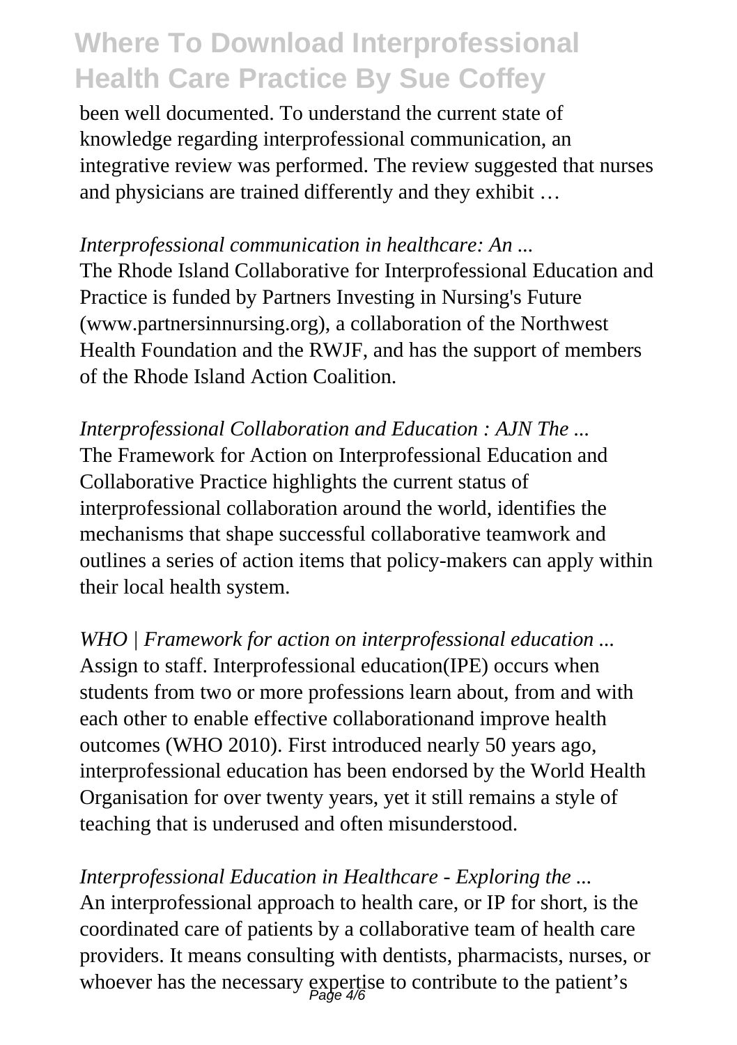been well documented. To understand the current state of knowledge regarding interprofessional communication, an integrative review was performed. The review suggested that nurses and physicians are trained differently and they exhibit …

*Interprofessional communication in healthcare: An ...*
The Rhode Island Collaborative for Interprofessional Education and Practice is funded by Partners Investing in Nursing's Future (www.partnersinnursing.org), a collaboration of the Northwest Health Foundation and the RWJF, and has the support of members of the Rhode Island Action Coalition.

*Interprofessional Collaboration and Education : AJN The ...*
The Framework for Action on Interprofessional Education and Collaborative Practice highlights the current status of interprofessional collaboration around the world, identifies the mechanisms that shape successful collaborative teamwork and outlines a series of action items that policy-makers can apply within their local health system.

*WHO | Framework for action on interprofessional education ...*
Assign to staff. Interprofessional education(IPE) occurs when students from two or more professions learn about, from and with each other to enable effective collaborationand improve health outcomes (WHO 2010). First introduced nearly 50 years ago, interprofessional education has been endorsed by the World Health Organisation for over twenty years, yet it still remains a style of teaching that is underused and often misunderstood.

*Interprofessional Education in Healthcare - Exploring the ...*
An interprofessional approach to health care, or IP for short, is the coordinated care of patients by a collaborative team of health care providers. It means consulting with dentists, pharmacists, nurses, or whoever has the necessary expertise to contribute to the patient's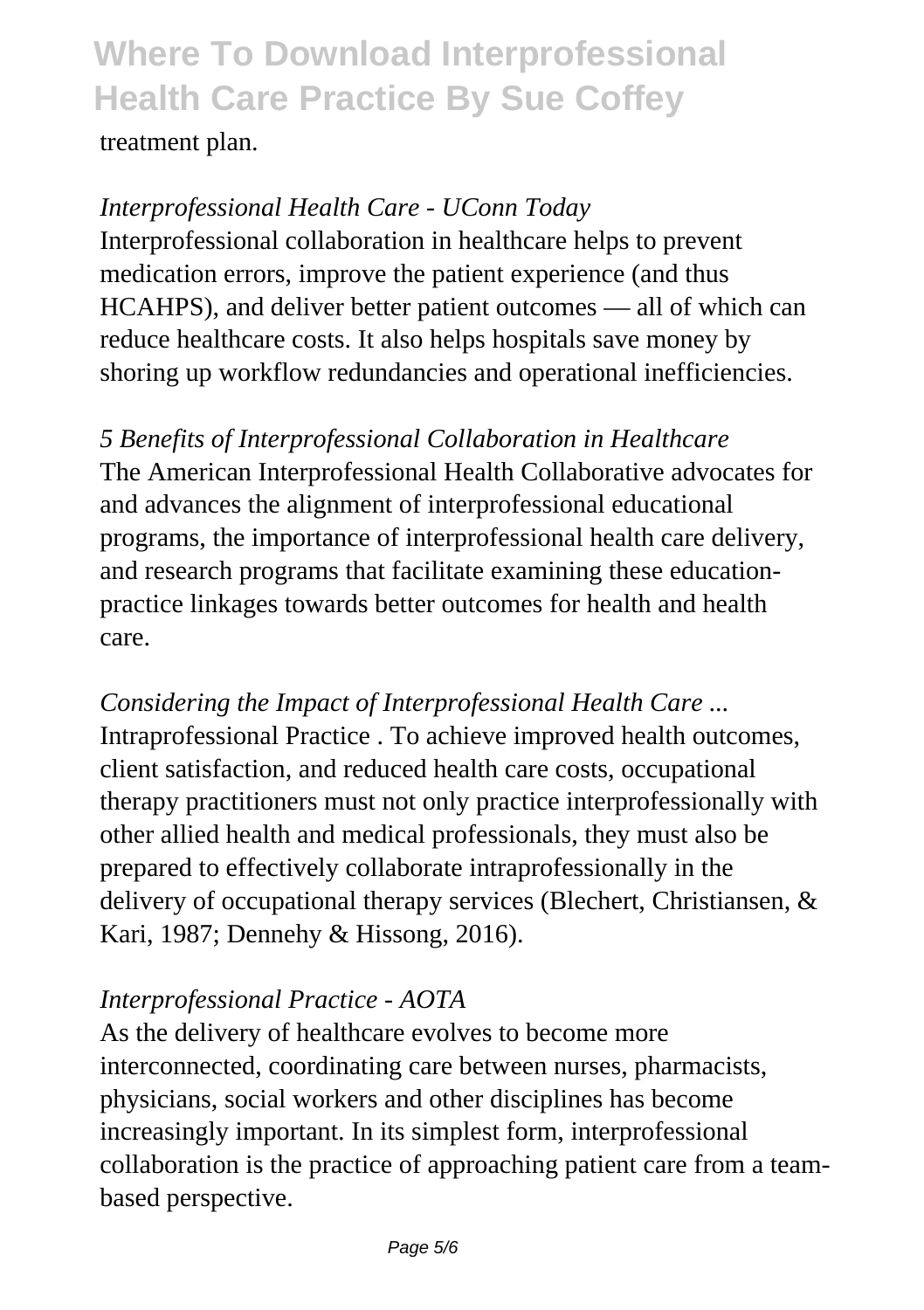treatment plan.

*Interprofessional Health Care - UConn Today*

Interprofessional collaboration in healthcare helps to prevent medication errors, improve the patient experience (and thus HCAHPS), and deliver better patient outcomes — all of which can reduce healthcare costs. It also helps hospitals save money by shoring up workflow redundancies and operational inefficiencies.

*5 Benefits of Interprofessional Collaboration in Healthcare*

The American Interprofessional Health Collaborative advocates for and advances the alignment of interprofessional educational programs, the importance of interprofessional health care delivery, and research programs that facilitate examining these education-practice linkages towards better outcomes for health and health care.

*Considering the Impact of Interprofessional Health Care ...*

Intraprofessional Practice . To achieve improved health outcomes, client satisfaction, and reduced health care costs, occupational therapy practitioners must not only practice interprofessionally with other allied health and medical professionals, they must also be prepared to effectively collaborate intraprofessionally in the delivery of occupational therapy services (Blechert, Christiansen, & Kari, 1987; Dennehy & Hissong, 2016).

*Interprofessional Practice - AOTA*

As the delivery of healthcare evolves to become more interconnected, coordinating care between nurses, pharmacists, physicians, social workers and other disciplines has become increasingly important. In its simplest form, interprofessional collaboration is the practice of approaching patient care from a team-based perspective.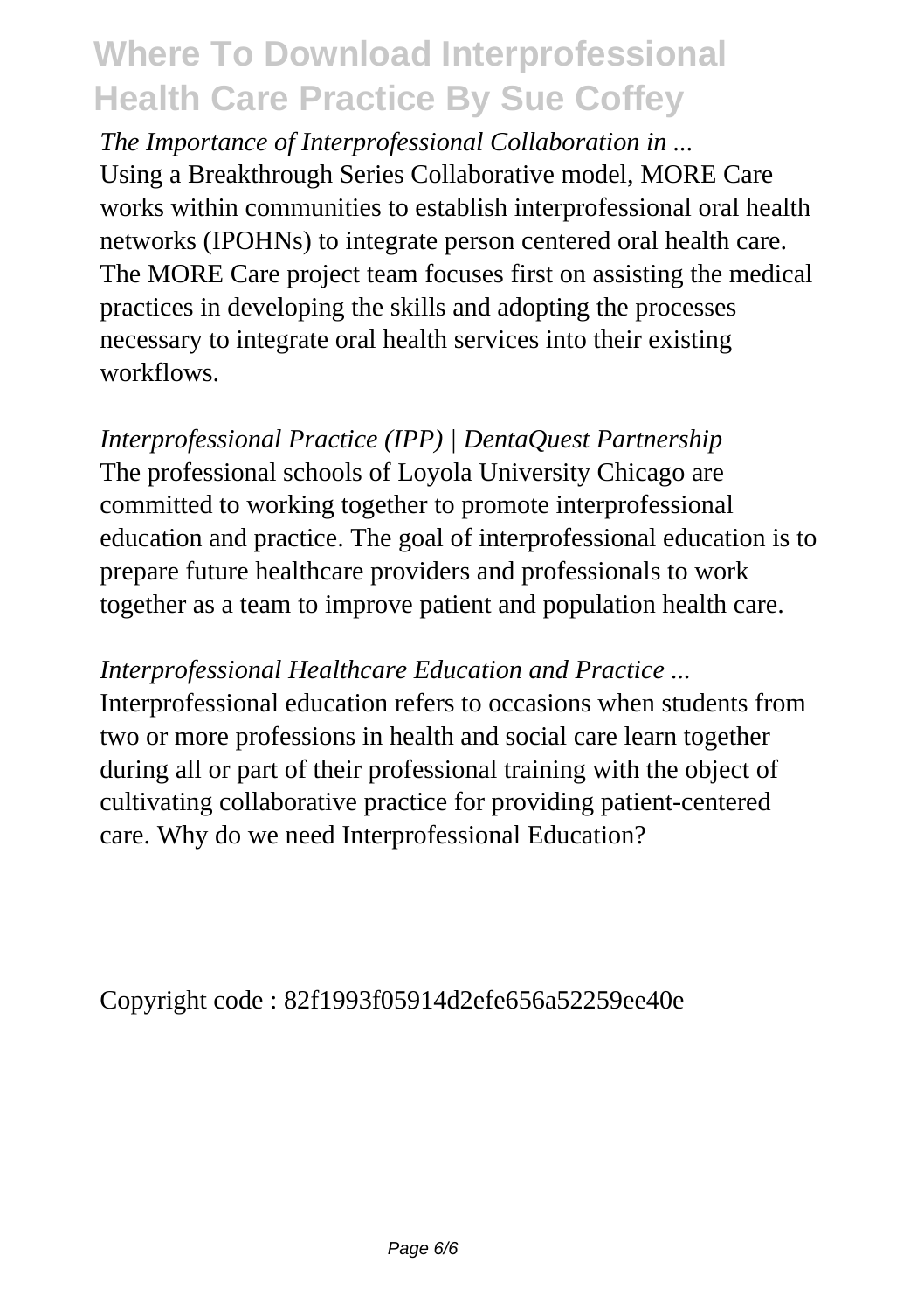*The Importance of Interprofessional Collaboration in ...*
Using a Breakthrough Series Collaborative model, MORE Care works within communities to establish interprofessional oral health networks (IPOHNs) to integrate person centered oral health care. The MORE Care project team focuses first on assisting the medical practices in developing the skills and adopting the processes necessary to integrate oral health services into their existing workflows.

*Interprofessional Practice (IPP) | DentaQuest Partnership*
The professional schools of Loyola University Chicago are committed to working together to promote interprofessional education and practice. The goal of interprofessional education is to prepare future healthcare providers and professionals to work together as a team to improve patient and population health care.

*Interprofessional Healthcare Education and Practice ...*
Interprofessional education refers to occasions when students from two or more professions in health and social care learn together during all or part of their professional training with the object of cultivating collaborative practice for providing patient-centered care. Why do we need Interprofessional Education?

Copyright code : 82f1993f05914d2efe656a52259ee40e